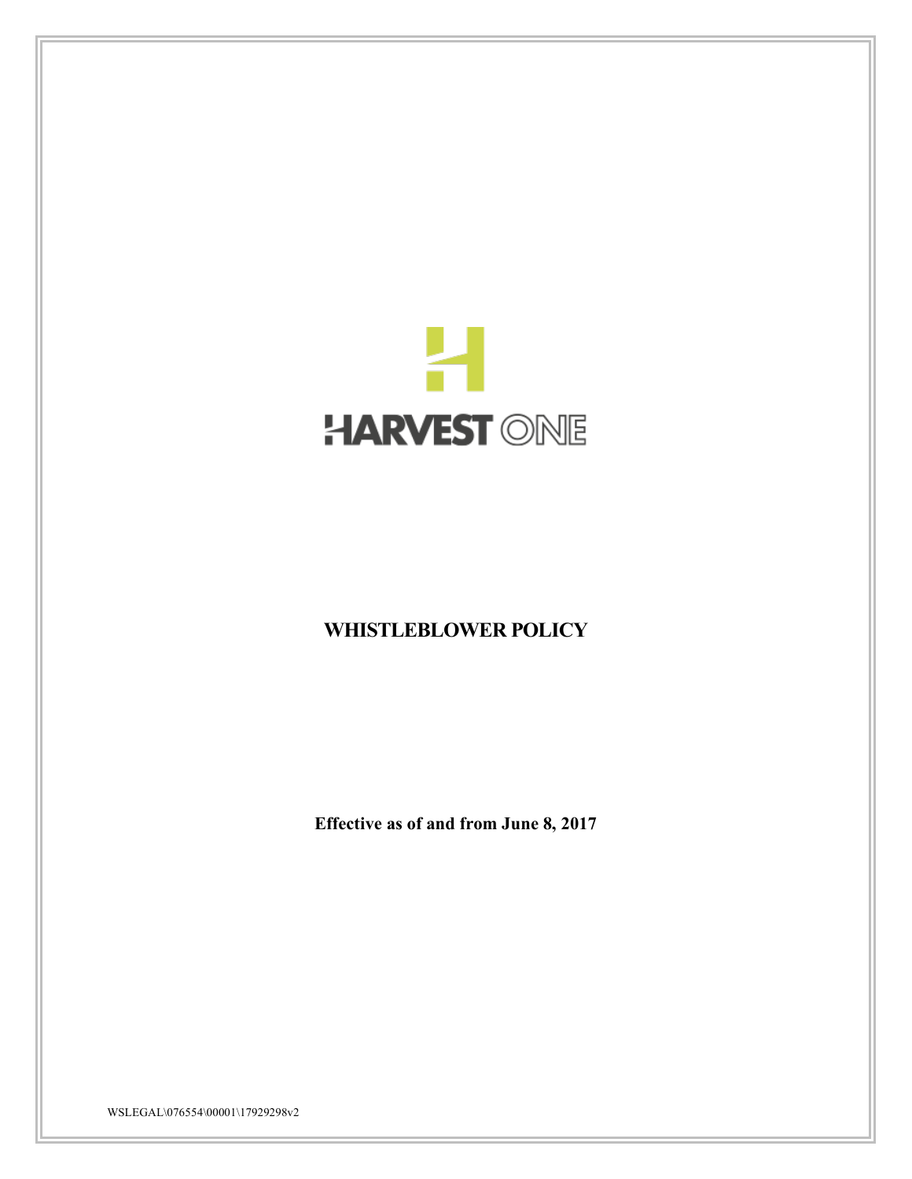HARVEST ONE

# WHISTLEBLOWER POLICY

**Effective as of and from June 8, 2017**

WSLEGAL\076554\00001\17929298v2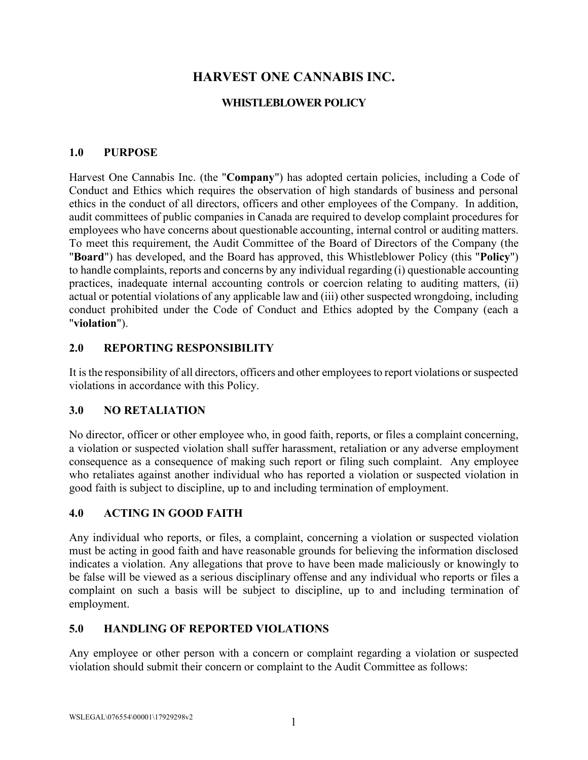# HARVEST ONE CANNABIS INC.

## WHISTLEBLOWER POLICY

### 1.0 PURPOSE

Harvest One Cannabis Inc. (the "**Company**") has adopted certain policies, including a Code of Conduct and Ethics which requires the observation of high standards of business and personal ethics in the conduct of all directors, officers and other employees of the Company. In addition, audit committees of public companies in Canada are required to develop complaint procedures for employees who have concerns about questionable accounting, internal control or auditing matters. To meet this requirement, the Audit Committee of the Board of Directors of the Company (the "**Board**") has developed, and the Board has approved, this Whistleblower Policy (this "**Policy**") to handle complaints, reports and concerns by any individual regarding (i) questionable accounting practices, inadequate internal accounting controls or coercion relating to auditing matters, (ii) actual or potential violations of any applicable law and (iii) other suspected wrongdoing, including conduct prohibited under the Code of Conduct and Ethics adopted by the Company (each a "**violation**").

### 2.0 REPORTING RESPONSIBILITY

It is the responsibility of all directors, officers and other employees to report violations or suspected violations in accordance with this Policy.

### 3.0 NO RETALIATION

No director, officer or other employee who, in good faith, reports, or files a complaint concerning, a violation or suspected violation shall suffer harassment, retaliation or any adverse employment consequence as a consequence of making such report or filing such complaint. Any employee who retaliates against another individual who has reported a violation or suspected violation in good faith is subject to discipline, up to and including termination of employment.

### 4.0 ACTING IN GOOD FAITH

Any individual who reports, or files, a complaint, concerning a violation or suspected violation must be acting in good faith and have reasonable grounds for believing the information disclosed indicates a violation. Any allegations that prove to have been made maliciously or knowingly to be false will be viewed as a serious disciplinary offense and any individual who reports or files a complaint on such a basis will be subject to discipline, up to and including termination of employment.

### 5.0 HANDLING OF REPORTED VIOLATIONS

Any employee or other person with a concern or complaint regarding a violation or suspected violation should submit their concern or complaint to the Audit Committee as follows:

WSLEGAL\076554\00001\17929298v2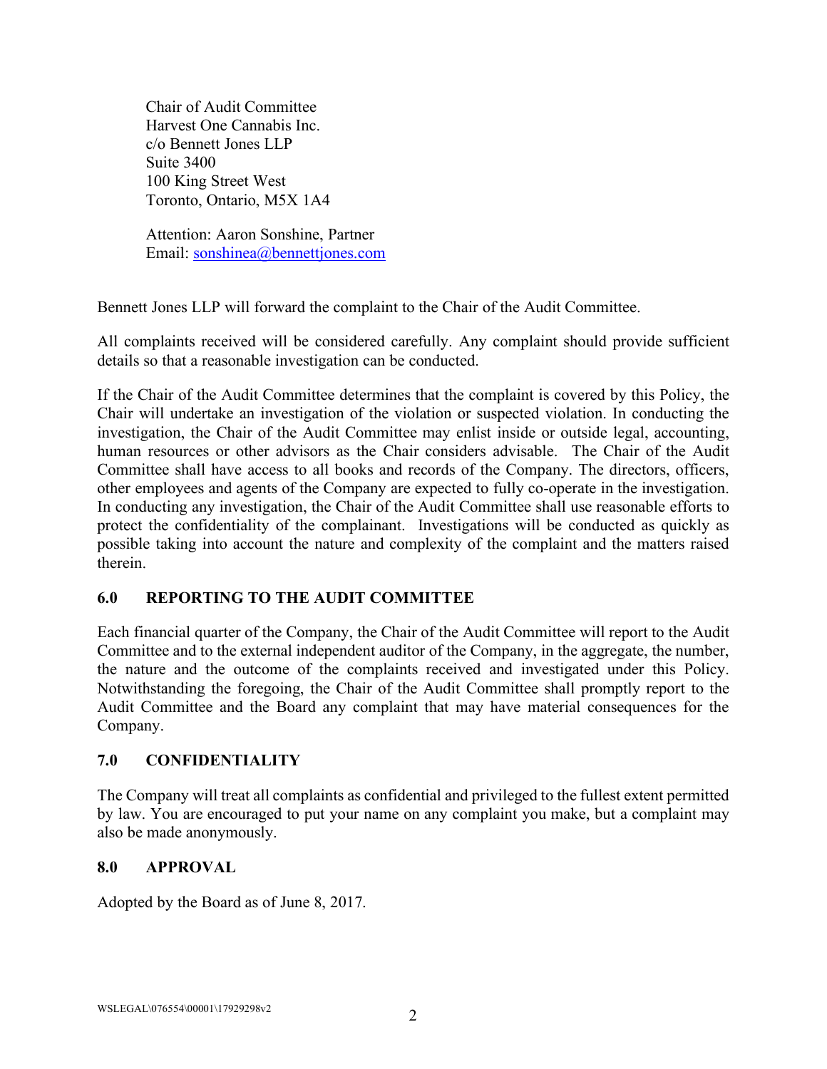Chair of Audit Committee
Harvest One Cannabis Inc.
c/o Bennett Jones LLP
Suite 3400
100 King Street West
Toronto, Ontario, M5X 1A4

Attention: Aaron Sonshine, Partner
Email: sonshinea@bennettjones.com

Bennett Jones LLP will forward the complaint to the Chair of the Audit Committee.

All complaints received will be considered carefully. Any complaint should provide sufficient details so that a reasonable investigation can be conducted.

If the Chair of the Audit Committee determines that the complaint is covered by this Policy, the Chair will undertake an investigation of the violation or suspected violation. In conducting the investigation, the Chair of the Audit Committee may enlist inside or outside legal, accounting, human resources or other advisors as the Chair considers advisable. The Chair of the Audit Committee shall have access to all books and records of the Company. The directors, officers, other employees and agents of the Company are expected to fully co-operate in the investigation. In conducting any investigation, the Chair of the Audit Committee shall use reasonable efforts to protect the confidentiality of the complainant. Investigations will be conducted as quickly as possible taking into account the nature and complexity of the complaint and the matters raised therein.

## 6.0 REPORTING TO THE AUDIT COMMITTEE

Each financial quarter of the Company, the Chair of the Audit Committee will report to the Audit Committee and to the external independent auditor of the Company, in the aggregate, the number, the nature and the outcome of the complaints received and investigated under this Policy. Notwithstanding the foregoing, the Chair of the Audit Committee shall promptly report to the Audit Committee and the Board any complaint that may have material consequences for the Company.

## 7.0 CONFIDENTIALITY

The Company will treat all complaints as confidential and privileged to the fullest extent permitted by law. You are encouraged to put your name on any complaint you make, but a complaint may also be made anonymously.

## 8.0 APPROVAL

Adopted by the Board as of June 8, 2017.

WSLEGAL\076554\00001\17929298v2